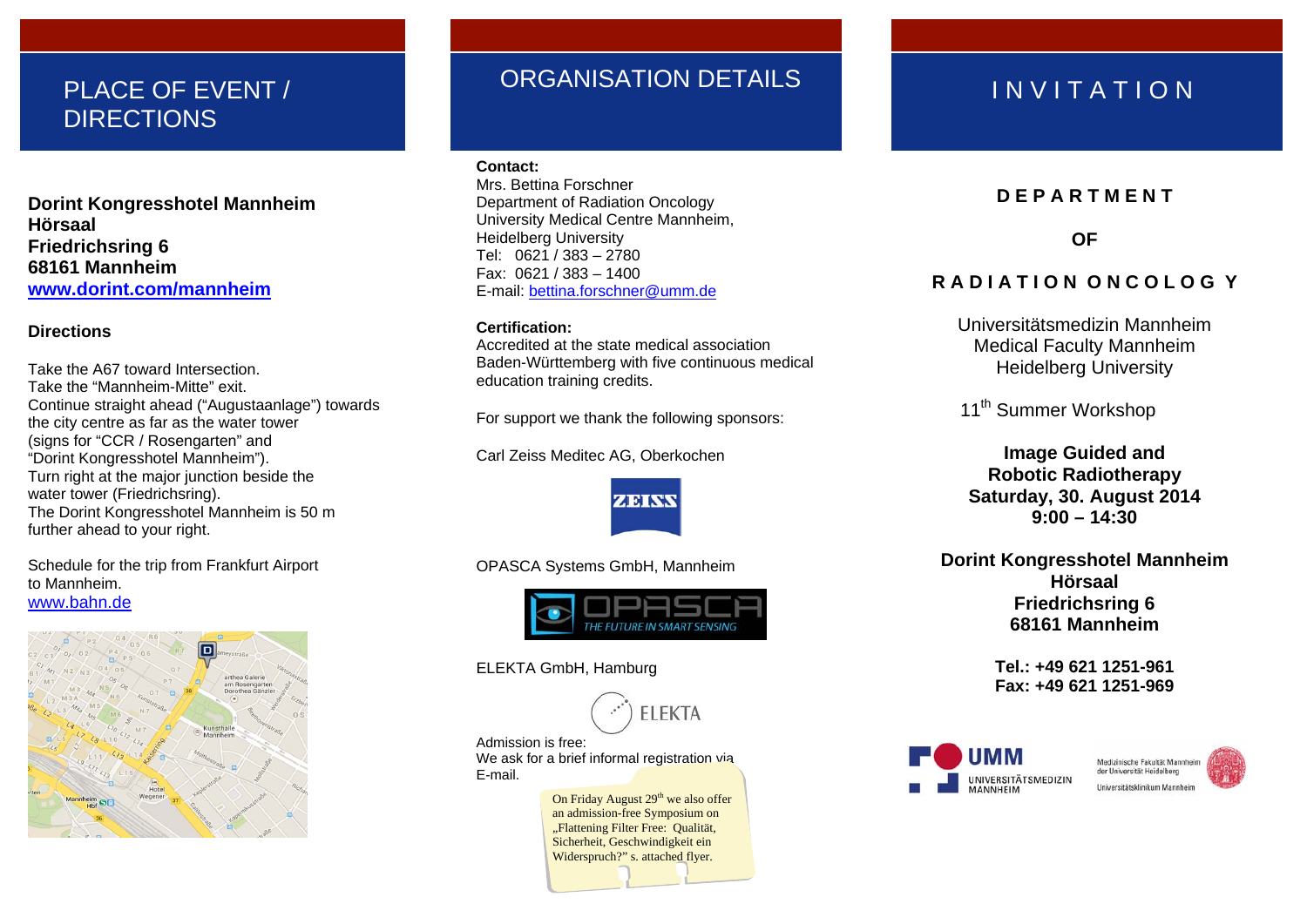# PLACE OF EVENT / DIRECTIONS

**Dorint Kongresshotel Mannheim**
**Hörsaal**
**Friedrichsring 6**
**68161 Mannheim**
**www.dorint.com/mannheim**

**Directions**

Take the A67 toward Intersection.
Take the "Mannheim-Mitte" exit.
Continue straight ahead ("Augustaanlage") towards the city centre as far as the water tower (signs for "CCR / Rosengarten" and "Dorint Kongresshotel Mannheim").
Turn right at the major junction beside the water tower (Friedrichsring).
The Dorint Kongresshotel Mannheim is 50 m further ahead to your right.

Schedule for the trip from Frankfurt Airport to Mannheim.
www.bahn.de

# ORGANISATION DETAILS

**Contact:**
Mrs. Bettina Forschner
Department of Radiation Oncology
University Medical Centre Mannheim,
Heidelberg University
Tel: 0621 / 383 – 2780
Fax: 0621 / 383 – 1400
E-mail: bettina.forschner@umm.de

**Certification:**
Accredited at the state medical association Baden-Württemberg with five continuous medical education training credits.

For support we thank the following sponsors:

Carl Zeiss Meditec AG, Oberkochen

OPASCA Systems GmbH, Mannheim

ELEKTA GmbH, Hamburg

Admission is free:
We ask for a brief informal registration via E-mail.

On Friday August 29th we also offer an admission-free Symposium on „Flattening Filter Free: Qualität, Sicherheit, Geschwindigkeit ein Widerspruch?" s. attached flyer.

# INVITATION

**DEPARTMENT**

**OF**

**RADIATION ONCOLOGY**

Universitätsmedizin Mannheim
Medical Faculty Mannheim
Heidelberg University

11th Summer Workshop

**Image Guided and**
**Robotic Radiotherapy**
**Saturday, 30. August 2014**
**9:00 – 14:30**

**Dorint Kongresshotel Mannheim**
**Hörsaal**
**Friedrichsring 6**
**68161 Mannheim**

**Tel.: +49 621 1251-961**
**Fax: +49 621 1251-969**

UMM UNIVERSITÄTSMEDIZIN MANNHEIM

Medizinische Fakultät Mannheim der Universität Heidelberg
Universitätsklinikum Mannheim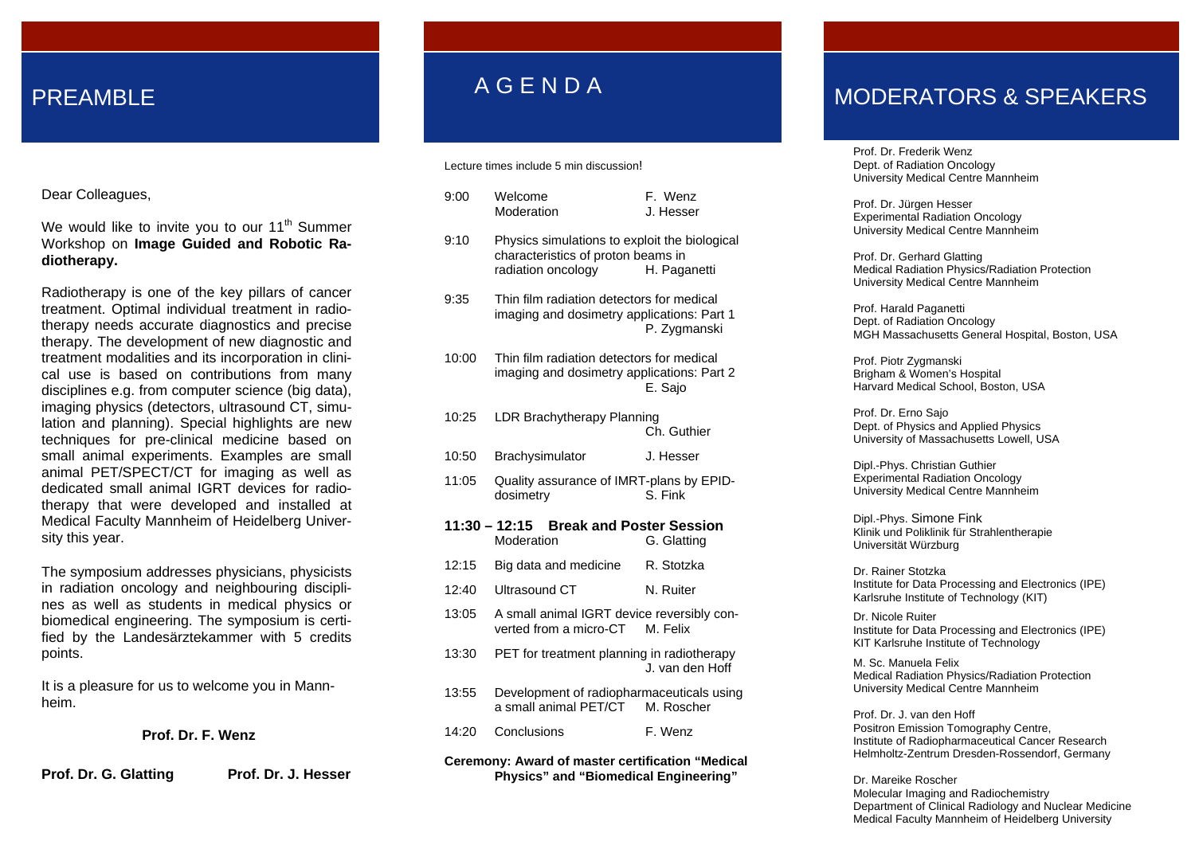# PREAMBLE

Dear Colleagues,

We would like to invite you to our 11th Summer Workshop on **Image Guided and Robotic Radiotherapy.**

Radiotherapy is one of the key pillars of cancer treatment. Optimal individual treatment in radiotherapy needs accurate diagnostics and precise therapy. The development of new diagnostic and treatment modalities and its incorporation in clinical use is based on contributions from many disciplines e.g. from computer science (big data), imaging physics (detectors, ultrasound CT, simulation and planning). Special highlights are new techniques for pre-clinical medicine based on small animal experiments. Examples are small animal PET/SPECT/CT for imaging as well as dedicated small animal IGRT devices for radiotherapy that were developed and installed at Medical Faculty Mannheim of Heidelberg University this year.

The symposium addresses physicians, physicists in radiation oncology and neighbouring disciplines as well as students in medical physics or biomedical engineering. The symposium is certified by the Landesärztekammer with 5 credits points.

It is a pleasure for us to welcome you in Mannheim.

**Prof. Dr. F. Wenz**

**Prof. Dr. G. Glatting** **Prof. Dr. J. Hesser**

# AGENDA

Lecture times include 5 min discussion!

| | | |
|---|---|---|
| 9:00 | Welcome<br>Moderation | F. Wenz<br>J. Hesser |
| 9:10 | Physics simulations to exploit the biological characteristics of proton beams in radiation oncology | H. Paganetti |
| 9:35 | Thin film radiation detectors for medical imaging and dosimetry applications: Part 1 | P. Zygmanski |
| 10:00 | Thin film radiation detectors for medical imaging and dosimetry applications: Part 2 | E. Sajo |
| 10:25 | LDR Brachytherapy Planning | Ch. Guthier |
| 10:50 | Brachysimulator | J. Hesser |
| 11:05 | Quality assurance of IMRT-plans by EPID-dosimetry | S. Fink |
| **11:30 – 12:15** | **Break and Poster Session**<br>Moderation | G. Glatting |
| 12:15 | Big data and medicine | R. Stotzka |
| 12:40 | Ultrasound CT | N. Ruiter |
| 13:05 | A small animal IGRT device reversibly converted from a micro-CT | M. Felix |
| 13:30 | PET for treatment planning in radiotherapy | J. van den Hoff |
| 13:55 | Development of radiopharmaceuticals using a small animal PET/CT | M. Roscher |
| 14:20 | Conclusions | F. Wenz |

**Ceremony: Award of master certification "Medical Physics" and "Biomedical Engineering"**

# MODERATORS & SPEAKERS

Prof. Dr. Frederik Wenz
Dept. of Radiation Oncology
University Medical Centre Mannheim

Prof. Dr. Jürgen Hesser
Experimental Radiation Oncology
University Medical Centre Mannheim

Prof. Dr. Gerhard Glatting
Medical Radiation Physics/Radiation Protection
University Medical Centre Mannheim

Prof. Harald Paganetti
Dept. of Radiation Oncology
MGH Massachusetts General Hospital, Boston, USA

Prof. Piotr Zygmanski
Brigham & Women's Hospital
Harvard Medical School, Boston, USA

Prof. Dr. Erno Sajo
Dept. of Physics and Applied Physics
University of Massachusetts Lowell, USA

Dipl.-Phys. Christian Guthier
Experimental Radiation Oncology
University Medical Centre Mannheim

Dipl.-Phys. Simone Fink
Klinik und Poliklinik für Strahlentherapie
Universität Würzburg

Dr. Rainer Stotzka
Institute for Data Processing and Electronics (IPE)
Karlsruhe Institute of Technology (KIT)

Dr. Nicole Ruiter
Institute for Data Processing and Electronics (IPE)
KIT Karlsruhe Institute of Technology

M. Sc. Manuela Felix
Medical Radiation Physics/Radiation Protection
University Medical Centre Mannheim

Prof. Dr. J. van den Hoff
Positron Emission Tomography Centre,
Institute of Radiopharmaceutical Cancer Research
Helmholtz-Zentrum Dresden-Rossendorf, Germany

Dr. Mareike Roscher
Molecular Imaging and Radiochemistry
Department of Clinical Radiology and Nuclear Medicine
Medical Faculty Mannheim of Heidelberg University